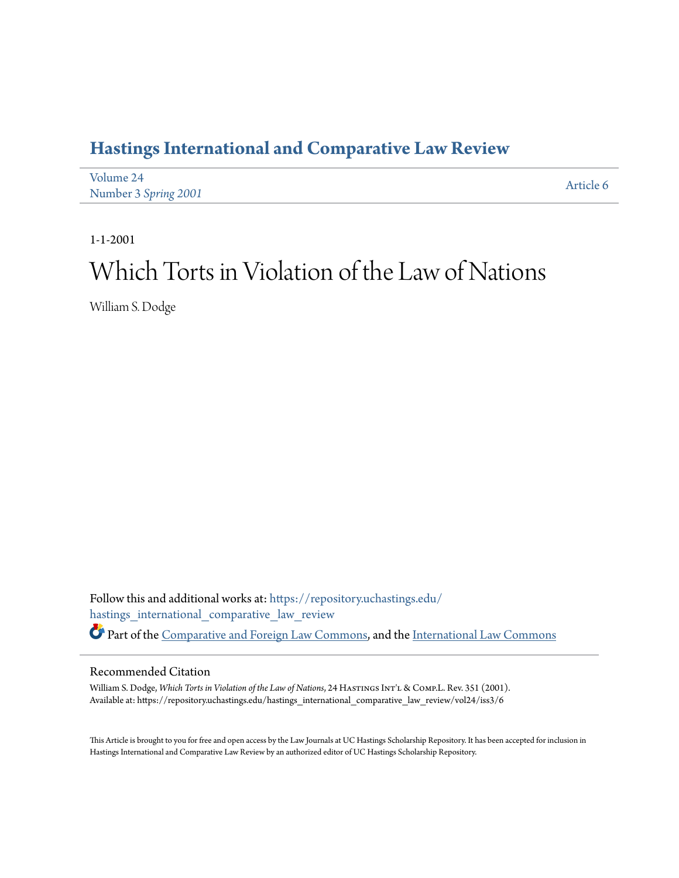# Hastings International and Comparative Law Review

Volume 24
Number 3 *Spring 2001*

Article 6

1-1-2001

# Which Torts in Violation of the Law of Nations

William S. Dodge

Follow this and additional works at: https://repository.uchastings.edu/hastings_international_comparative_law_review

Part of the Comparative and Foreign Law Commons, and the International Law Commons

## Recommended Citation

William S. Dodge, *Which Torts in Violation of the Law of Nations*, 24 Hastings Int'l & Comp.L. Rev. 351 (2001).
Available at: https://repository.uchastings.edu/hastings_international_comparative_law_review/vol24/iss3/6

This Article is brought to you for free and open access by the Law Journals at UC Hastings Scholarship Repository. It has been accepted for inclusion in Hastings International and Comparative Law Review by an authorized editor of UC Hastings Scholarship Repository.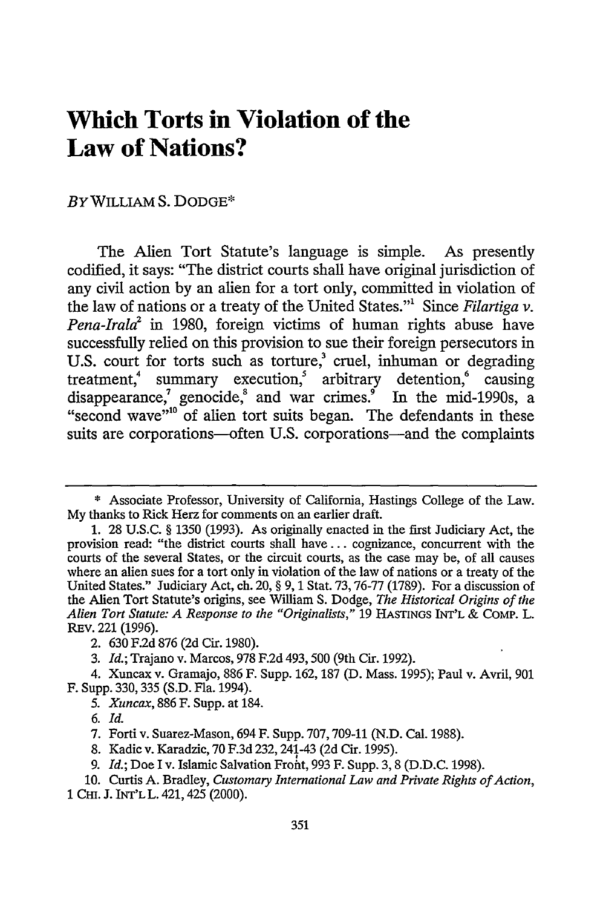# Which Torts in Violation of the Law of Nations?

*By* WILLIAM S. DODGE*

The Alien Tort Statute's language is simple. As presently codified, it says: "The district courts shall have original jurisdiction of any civil action by an alien for a tort only, committed in violation of the law of nations or a treaty of the United States."[1] Since *Filartiga v. Pena-Irala*[2] in 1980, foreign victims of human rights abuse have successfully relied on this provision to sue their foreign persecutors in U.S. court for torts such as torture,[3] cruel, inhuman or degrading treatment,[4] summary execution,[5] arbitrary detention,[6] causing disappearance,[7] genocide,[8] and war crimes.[9] In the mid-1990s, a "second wave"[10] of alien tort suits began. The defendants in these suits are corporations—often U.S. corporations—and the complaints

---

\* Associate Professor, University of California, Hastings College of the Law. My thanks to Rick Herz for comments on an earlier draft.

1. 28 U.S.C. § 1350 (1993). As originally enacted in the first Judiciary Act, the provision read: "the district courts shall have . . . cognizance, concurrent with the courts of the several States, or the circuit courts, as the case may be, of all causes where an alien sues for a tort only in violation of the law of nations or a treaty of the United States." Judiciary Act, ch. 20, § 9, 1 Stat. 73, 76-77 (1789). For a discussion of the Alien Tort Statute's origins, see William S. Dodge, *The Historical Origins of the Alien Tort Statute: A Response to the "Originalists,"* 19 HASTINGS INT'L & COMP. L. REV. 221 (1996).

2. 630 F.2d 876 (2d Cir. 1980).

3. *Id.*; Trajano v. Marcos, 978 F.2d 493, 500 (9th Cir. 1992).

4. Xuncax v. Gramajo, 886 F. Supp. 162, 187 (D. Mass. 1995); Paul v. Avril, 901 F. Supp. 330, 335 (S.D. Fla. 1994).

5. *Xuncax*, 886 F. Supp. at 184.

6. *Id.*

7. Forti v. Suarez-Mason, 694 F. Supp. 707, 709-11 (N.D. Cal. 1988).

8. Kadic v. Karadzic, 70 F.3d 232, 241-43 (2d Cir. 1995).

9. *Id.*; Doe I v. Islamic Salvation Front, 993 F. Supp. 3, 8 (D.D.C. 1998).

10. Curtis A. Bradley, *Customary International Law and Private Rights of Action*, 1 CHI. J. INT'L L. 421, 425 (2000).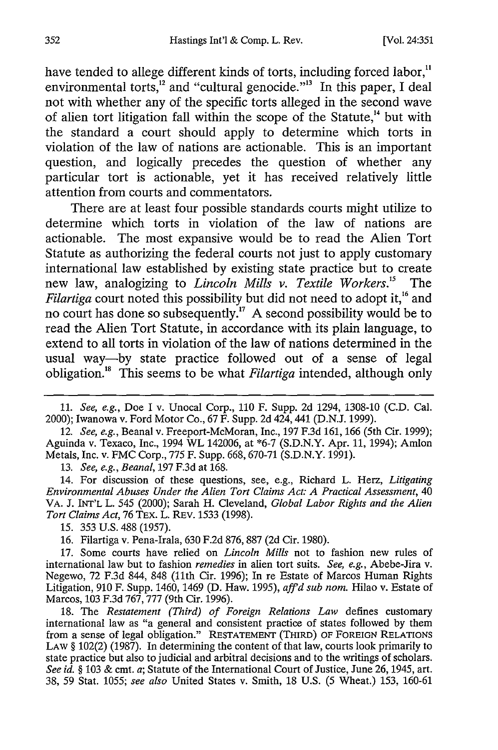have tended to allege different kinds of torts, including forced labor,[11] environmental torts,[12] and "cultural genocide."[13] In this paper, I deal not with whether any of the specific torts alleged in the second wave of alien tort litigation fall within the scope of the Statute,[14] but with the standard a court should apply to determine which torts in violation of the law of nations are actionable. This is an important question, and logically precedes the question of whether any particular tort is actionable, yet it has received relatively little attention from courts and commentators.

There are at least four possible standards courts might utilize to determine which torts in violation of the law of nations are actionable. The most expansive would be to read the Alien Tort Statute as authorizing the federal courts not just to apply customary international law established by existing state practice but to create new law, analogizing to *Lincoln Mills v. Textile Workers*.[15] The *Filartiga* court noted this possibility but did not need to adopt it,[16] and no court has done so subsequently.[17] A second possibility would be to read the Alien Tort Statute, in accordance with its plain language, to extend to all torts in violation of the law of nations determined in the usual way—by state practice followed out of a sense of legal obligation.[18] This seems to be what *Filartiga* intended, although only

---

11. *See, e.g.*, Doe I v. Unocal Corp., 110 F. Supp. 2d 1294, 1308-10 (C.D. Cal. 2000); Iwanowa v. Ford Motor Co., 67 F. Supp. 2d 424, 441 (D.N.J. 1999).

12. *See, e.g.*, Beanal v. Freeport-McMoran, Inc., 197 F.3d 161, 166 (5th Cir. 1999); Aguinda v. Texaco, Inc., 1994 WL 142006, at *6-7 (S.D.N.Y. Apr. 11, 1994); Amlon Metals, Inc. v. FMC Corp., 775 F. Supp. 668, 670-71 (S.D.N.Y. 1991).

13. *See, e.g.*, *Beanal*, 197 F.3d at 168.

14. For discussion of these questions, see, e.g., Richard L. Herz, *Litigating Environmental Abuses Under the Alien Tort Claims Act: A Practical Assessment*, 40 VA. J. INT'L L. 545 (2000); Sarah H. Cleveland, *Global Labor Rights and the Alien Tort Claims Act*, 76 TEX. L. REV. 1533 (1998).

15. 353 U.S. 488 (1957).

16. Filartiga v. Pena-Irala, 630 F.2d 876, 887 (2d Cir. 1980).

17. Some courts have relied on *Lincoln Mills* not to fashion new rules of international law but to fashion *remedies* in alien tort suits. *See, e.g.*, Abebe-Jira v. Negewo, 72 F.3d 844, 848 (11th Cir. 1996); In re Estate of Marcos Human Rights Litigation, 910 F. Supp. 1460, 1469 (D. Haw. 1995), *aff'd sub nom.* Hilao v. Estate of Marcos, 103 F.3d 767, 777 (9th Cir. 1996).

18. The *Restatement (Third) of Foreign Relations Law* defines customary international law as "a general and consistent practice of states followed by them from a sense of legal obligation." RESTATEMENT (THIRD) OF FOREIGN RELATIONS LAW § 102(2) (1987). In determining the content of that law, courts look primarily to state practice but also to judicial and arbitral decisions and to the writings of scholars. *See id.* § 103 & cmt. *a*; Statute of the International Court of Justice, June 26, 1945, art. 38, 59 Stat. 1055; *see also* United States v. Smith, 18 U.S. (5 Wheat.) 153, 160-61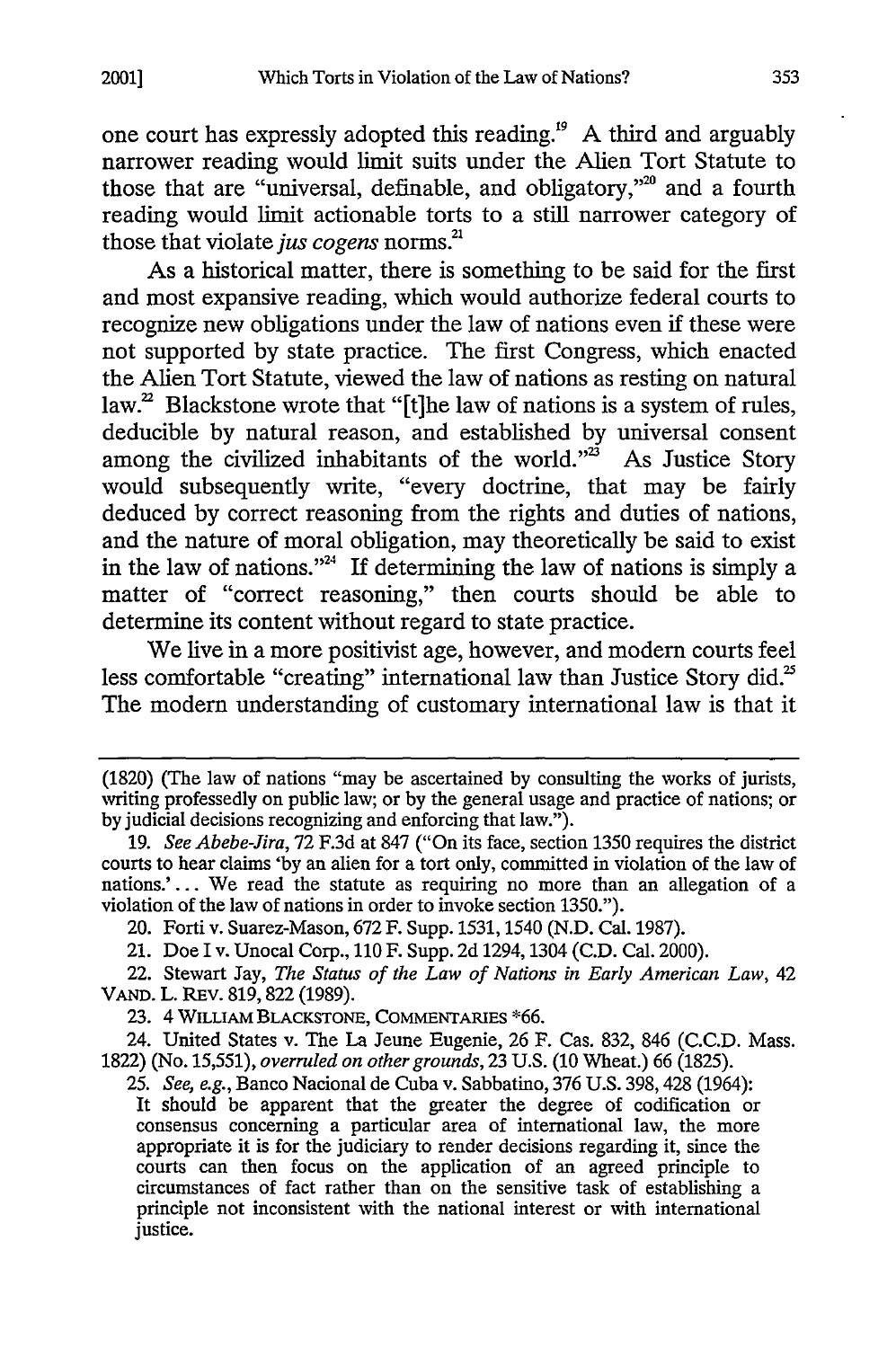one court has expressly adopted this reading.[19] A third and arguably narrower reading would limit suits under the Alien Tort Statute to those that are "universal, definable, and obligatory,"[20] and a fourth reading would limit actionable torts to a still narrower category of those that violate *jus cogens* norms.[21]

As a historical matter, there is something to be said for the first and most expansive reading, which would authorize federal courts to recognize new obligations under the law of nations even if these were not supported by state practice. The first Congress, which enacted the Alien Tort Statute, viewed the law of nations as resting on natural law.[22] Blackstone wrote that "[t]he law of nations is a system of rules, deducible by natural reason, and established by universal consent among the civilized inhabitants of the world."[23] As Justice Story would subsequently write, "every doctrine, that may be fairly deduced by correct reasoning from the rights and duties of nations, and the nature of moral obligation, may theoretically be said to exist in the law of nations."[24] If determining the law of nations is simply a matter of "correct reasoning," then courts should be able to determine its content without regard to state practice.

We live in a more positivist age, however, and modern courts feel less comfortable "creating" international law than Justice Story did.[25] The modern understanding of customary international law is that it

---

(1820) (The law of nations "may be ascertained by consulting the works of jurists, writing professedly on public law; or by the general usage and practice of nations; or by judicial decisions recognizing and enforcing that law.").

19. *See Abebe-Jira*, 72 F.3d at 847 ("On its face, section 1350 requires the district courts to hear claims 'by an alien for a tort only, committed in violation of the law of nations.'... We read the statute as requiring no more than an allegation of a violation of the law of nations in order to invoke section 1350.").

20. Forti v. Suarez-Mason, 672 F. Supp. 1531, 1540 (N.D. Cal. 1987).

21. Doe I v. Unocal Corp., 110 F. Supp. 2d 1294, 1304 (C.D. Cal. 2000).

22. Stewart Jay, *The Status of the Law of Nations in Early American Law*, 42 VAND. L. REV. 819, 822 (1989).

23. 4 WILLIAM BLACKSTONE, COMMENTARIES *66.

24. United States v. The La Jeune Eugenie, 26 F. Cas. 832, 846 (C.C.D. Mass. 1822) (No. 15,551), *overruled on other grounds*, 23 U.S. (10 Wheat.) 66 (1825).

25. *See, e.g.*, Banco Nacional de Cuba v. Sabbatino, 376 U.S. 398, 428 (1964):

It should be apparent that the greater the degree of codification or consensus concerning a particular area of international law, the more appropriate it is for the judiciary to render decisions regarding it, since the courts can then focus on the application of an agreed principle to circumstances of fact rather than on the sensitive task of establishing a principle not inconsistent with the national interest or with international justice.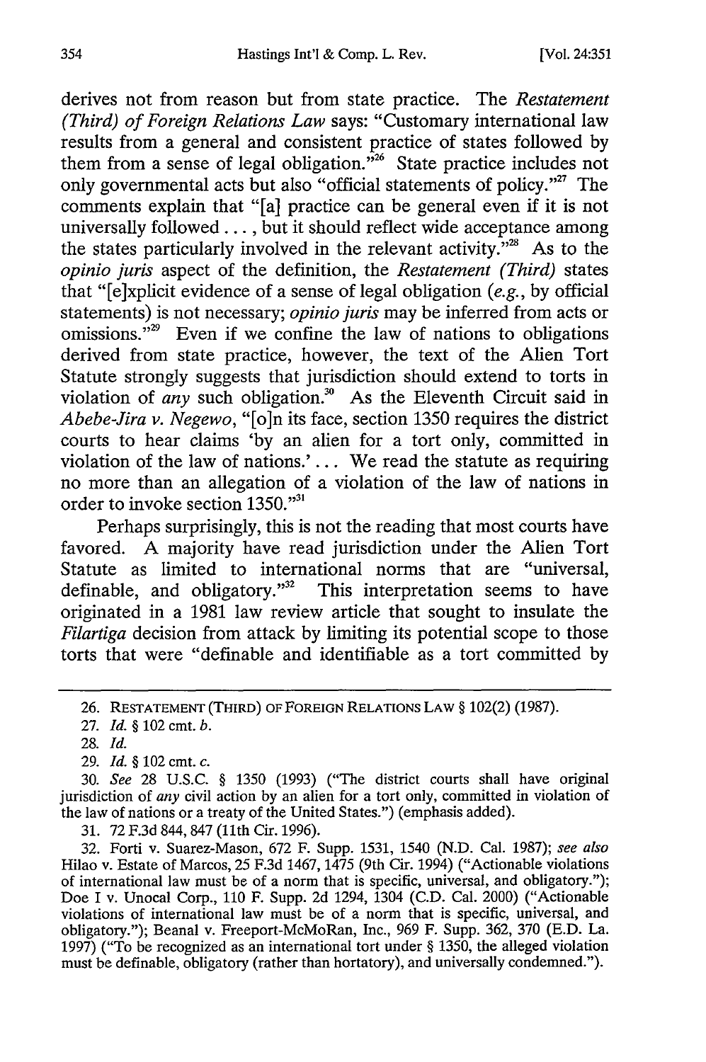derives not from reason but from state practice. The *Restatement (Third) of Foreign Relations Law* says: "Customary international law results from a general and consistent practice of states followed by them from a sense of legal obligation."[26] State practice includes not only governmental acts but also "official statements of policy."[27] The comments explain that "[a] practice can be general even if it is not universally followed . . . , but it should reflect wide acceptance among the states particularly involved in the relevant activity."[28] As to the *opinio juris* aspect of the definition, the *Restatement (Third)* states that "[e]xplicit evidence of a sense of legal obligation (*e.g.*, by official statements) is not necessary; *opinio juris* may be inferred from acts or omissions."[29] Even if we confine the law of nations to obligations derived from state practice, however, the text of the Alien Tort Statute strongly suggests that jurisdiction should extend to torts in violation of *any* such obligation.[30] As the Eleventh Circuit said in *Abebe-Jira v. Negewo*, "[o]n its face, section 1350 requires the district courts to hear claims 'by an alien for a tort only, committed in violation of the law of nations.' . . . We read the statute as requiring no more than an allegation of a violation of the law of nations in order to invoke section 1350."[31]

Perhaps surprisingly, this is not the reading that most courts have favored. A majority have read jurisdiction under the Alien Tort Statute as limited to international norms that are "universal, definable, and obligatory."[32] This interpretation seems to have originated in a 1981 law review article that sought to insulate the *Filartiga* decision from attack by limiting its potential scope to those torts that were "definable and identifiable as a tort committed by

---

26. RESTATEMENT (THIRD) OF FOREIGN RELATIONS LAW § 102(2) (1987).

27. *Id.* § 102 cmt. *b*.

28. *Id.*

29. *Id.* § 102 cmt. *c*.

30. *See* 28 U.S.C. § 1350 (1993) ("The district courts shall have original jurisdiction of *any* civil action by an alien for a tort only, committed in violation of the law of nations or a treaty of the United States.") (emphasis added).

31. 72 F.3d 844, 847 (11th Cir. 1996).

32. Forti v. Suarez-Mason, 672 F. Supp. 1531, 1540 (N.D. Cal. 1987); *see also* Hilao v. Estate of Marcos, 25 F.3d 1467, 1475 (9th Cir. 1994) ("Actionable violations of international law must be of a norm that is specific, universal, and obligatory."); Doe I v. Unocal Corp., 110 F. Supp. 2d 1294, 1304 (C.D. Cal. 2000) ("Actionable violations of international law must be of a norm that is specific, universal, and obligatory."); Beanal v. Freeport-McMoRan, Inc., 969 F. Supp. 362, 370 (E.D. La. 1997) ("To be recognized as an international tort under § 1350, the alleged violation must be definable, obligatory (rather than hortatory), and universally condemned.").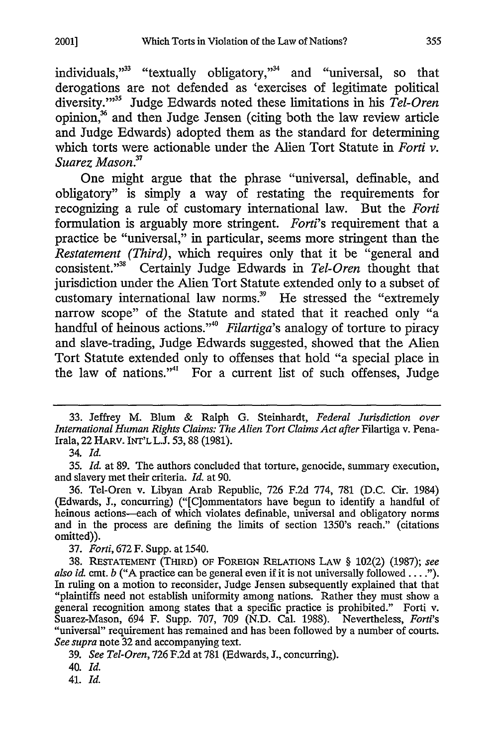individuals,"[33] "textually obligatory,"[34] and "universal, so that derogations are not defended as 'exercises of legitimate political diversity.'"[35] Judge Edwards noted these limitations in his *Tel-Oren* opinion,[36] and then Judge Jensen (citing both the law review article and Judge Edwards) adopted them as the standard for determining which torts were actionable under the Alien Tort Statute in *Forti v. Suarez Mason*.[37]

One might argue that the phrase "universal, definable, and obligatory" is simply a way of restating the requirements for recognizing a rule of customary international law. But the *Forti* formulation is arguably more stringent. *Forti*'s requirement that a practice be "universal," in particular, seems more stringent than the *Restatement (Third)*, which requires only that it be "general and consistent."[38] Certainly Judge Edwards in *Tel-Oren* thought that jurisdiction under the Alien Tort Statute extended only to a subset of customary international law norms.[39] He stressed the "extremely narrow scope" of the Statute and stated that it reached only "a handful of heinous actions."[40] *Filartiga*'s analogy of torture to piracy and slave-trading, Judge Edwards suggested, showed that the Alien Tort Statute extended only to offenses that hold "a special place in the law of nations."[41] For a current list of such offenses, Judge

---

33. Jeffrey M. Blum & Ralph G. Steinhardt, *Federal Jurisdiction over International Human Rights Claims: The Alien Tort Claims Act after* Filartiga v. Pena-Irala, 22 HARV. INT'L L.J. 53, 88 (1981).

34. *Id.*

35. *Id.* at 89. The authors concluded that torture, genocide, summary execution, and slavery met their criteria. *Id.* at 90.

36. Tel-Oren v. Libyan Arab Republic, 726 F.2d 774, 781 (D.C. Cir. 1984) (Edwards, J., concurring) ("[C]ommentators have begun to identify a handful of heinous actions—each of which violates definable, universal and obligatory norms and in the process are defining the limits of section 1350's reach." (citations omitted)).

37. *Forti*, 672 F. Supp. at 1540.

38. RESTATEMENT (THIRD) OF FOREIGN RELATIONS LAW § 102(2) (1987); *see also id.* cmt. *b* ("A practice can be general even if it is not universally followed . . . ."). In ruling on a motion to reconsider, Judge Jensen subsequently explained that that "plaintiffs need not establish uniformity among nations. Rather they must show a general recognition among states that a specific practice is prohibited." Forti v. Suarez-Mason, 694 F. Supp. 707, 709 (N.D. Cal. 1988). Nevertheless, *Forti*'s "universal" requirement has remained and has been followed by a number of courts. *See supra* note 32 and accompanying text.

39. *See Tel-Oren*, 726 F.2d at 781 (Edwards, J., concurring).

40. *Id.*

41. *Id.*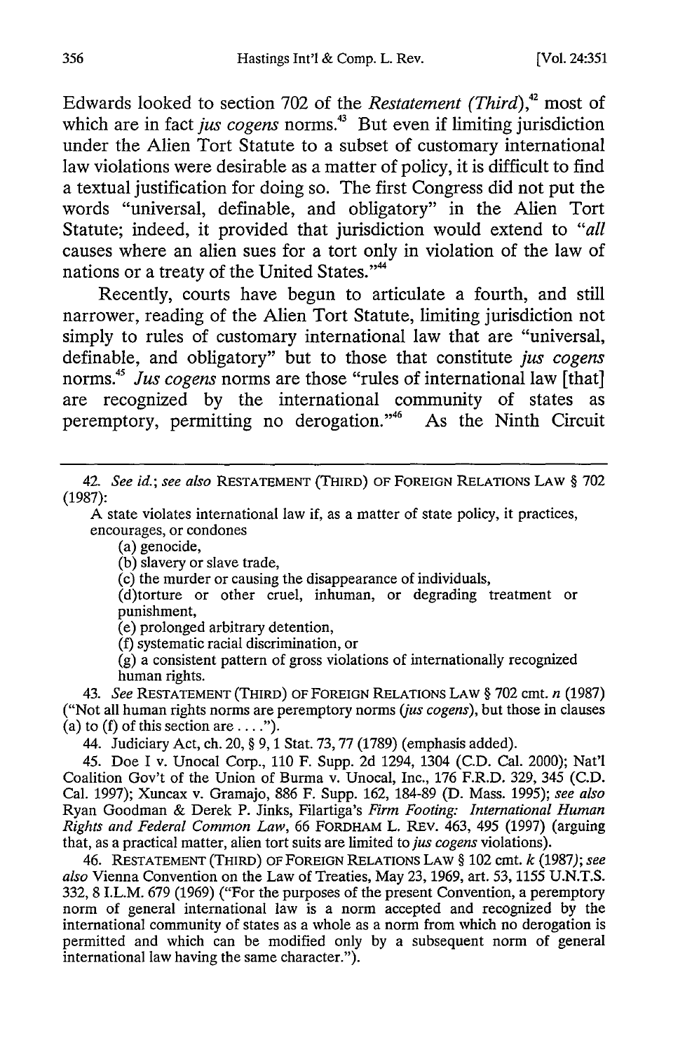Edwards looked to section 702 of the *Restatement (Third)*,[42] most of which are in fact *jus cogens* norms.[43] But even if limiting jurisdiction under the Alien Tort Statute to a subset of customary international law violations were desirable as a matter of policy, it is difficult to find a textual justification for doing so. The first Congress did not put the words "universal, definable, and obligatory" in the Alien Tort Statute; indeed, it provided that jurisdiction would extend to "*all* causes where an alien sues for a tort only in violation of the law of nations or a treaty of the United States."[44]

Recently, courts have begun to articulate a fourth, and still narrower, reading of the Alien Tort Statute, limiting jurisdiction not simply to rules of customary international law that are "universal, definable, and obligatory" but to those that constitute *jus cogens* norms.[45] *Jus cogens* norms are those "rules of international law [that] are recognized by the international community of states as peremptory, permitting no derogation."[46] As the Ninth Circuit

---

42. *See id.*; *see also* RESTATEMENT (THIRD) OF FOREIGN RELATIONS LAW § 702 (1987):

> A state violates international law if, as a matter of state policy, it practices, encourages, or condones
>
> (a) genocide,
>
> (b) slavery or slave trade,
>
> (c) the murder or causing the disappearance of individuals,
>
> (d)torture or other cruel, inhuman, or degrading treatment or punishment,
>
> (e) prolonged arbitrary detention,
>
> (f) systematic racial discrimination, or
>
> (g) a consistent pattern of gross violations of internationally recognized human rights.

43. *See* RESTATEMENT (THIRD) OF FOREIGN RELATIONS LAW § 702 cmt. *n* (1987) ("Not all human rights norms are peremptory norms (*jus cogens*), but those in clauses (a) to (f) of this section are . . . .").

44. Judiciary Act, ch. 20, § 9, 1 Stat. 73, 77 (1789) (emphasis added).

45. Doe I v. Unocal Corp., 110 F. Supp. 2d 1294, 1304 (C.D. Cal. 2000); Nat'l Coalition Gov't of the Union of Burma v. Unocal, Inc., 176 F.R.D. 329, 345 (C.D. Cal. 1997); Xuncax v. Gramajo, 886 F. Supp. 162, 184-89 (D. Mass. 1995); *see also* Ryan Goodman & Derek P. Jinks, Filartiga's *Firm Footing: International Human Rights and Federal Common Law*, 66 FORDHAM L. REV. 463, 495 (1997) (arguing that, as a practical matter, alien tort suits are limited to *jus cogens* violations).

46. RESTATEMENT (THIRD) OF FOREIGN RELATIONS LAW § 102 cmt. *k* (1987); *see also* Vienna Convention on the Law of Treaties, May 23, 1969, art. 53, 1155 U.N.T.S. 332, 8 I.L.M. 679 (1969) ("For the purposes of the present Convention, a peremptory norm of general international law is a norm accepted and recognized by the international community of states as a whole as a norm from which no derogation is permitted and which can be modified only by a subsequent norm of general international law having the same character.").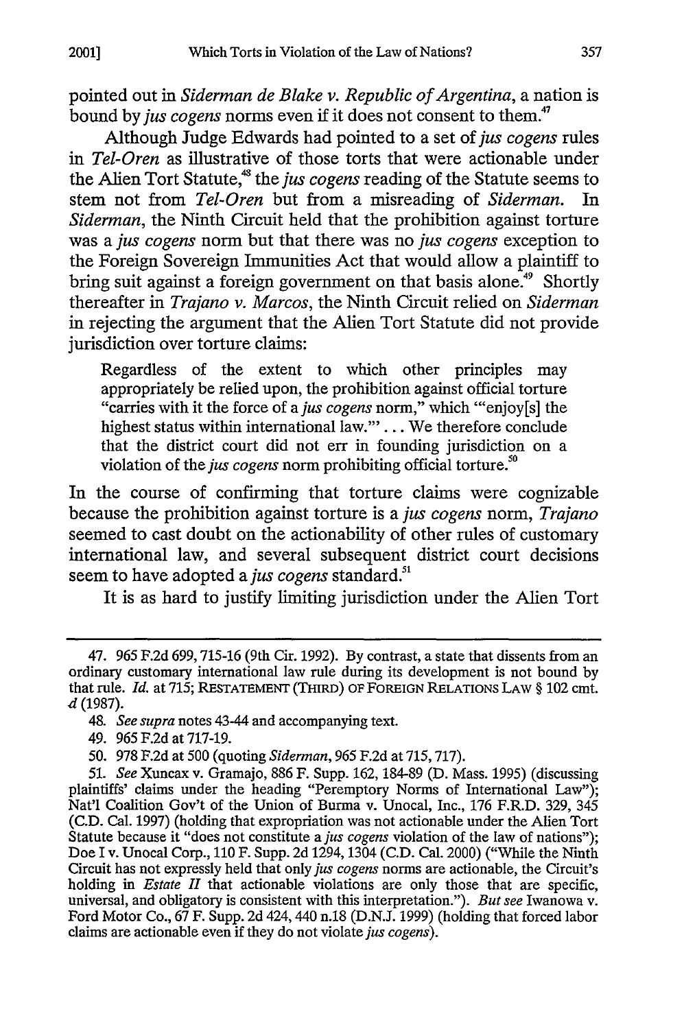pointed out in *Siderman de Blake v. Republic of Argentina*, a nation is bound by *jus cogens* norms even if it does not consent to them.[47]

Although Judge Edwards had pointed to a set of *jus cogens* rules in *Tel-Oren* as illustrative of those torts that were actionable under the Alien Tort Statute,[48] the *jus cogens* reading of the Statute seems to stem not from *Tel-Oren* but from a misreading of *Siderman*. In *Siderman*, the Ninth Circuit held that the prohibition against torture was a *jus cogens* norm but that there was no *jus cogens* exception to the Foreign Sovereign Immunities Act that would allow a plaintiff to bring suit against a foreign government on that basis alone.[49] Shortly thereafter in *Trajano v. Marcos*, the Ninth Circuit relied on *Siderman* in rejecting the argument that the Alien Tort Statute did not provide jurisdiction over torture claims:

> Regardless of the extent to which other principles may appropriately be relied upon, the prohibition against official torture "carries with it the force of a *jus cogens* norm," which "'enjoy[s] the highest status within international law.'" ... We therefore conclude that the district court did not err in founding jurisdiction on a violation of the *jus cogens* norm prohibiting official torture.[50]

In the course of confirming that torture claims were cognizable because the prohibition against torture is a *jus cogens* norm, *Trajano* seemed to cast doubt on the actionability of other rules of customary international law, and several subsequent district court decisions seem to have adopted a *jus cogens* standard.[51]

It is as hard to justify limiting jurisdiction under the Alien Tort

---

47. 965 F.2d 699, 715-16 (9th Cir. 1992). By contrast, a state that dissents from an ordinary customary international law rule during its development is not bound by that rule. *Id.* at 715; RESTATEMENT (THIRD) OF FOREIGN RELATIONS LAW § 102 cmt. *d* (1987).

48. *See supra* notes 43-44 and accompanying text.

49. 965 F.2d at 717-19.

50. 978 F.2d at 500 (quoting *Siderman*, 965 F.2d at 715, 717).

51. *See* Xuncax v. Gramajo, 886 F. Supp. 162, 184-89 (D. Mass. 1995) (discussing plaintiffs' claims under the heading "Peremptory Norms of International Law"); Nat'l Coalition Gov't of the Union of Burma v. Unocal, Inc., 176 F.R.D. 329, 345 (C.D. Cal. 1997) (holding that expropriation was not actionable under the Alien Tort Statute because it "does not constitute a *jus cogens* violation of the law of nations"); Doe I v. Unocal Corp., 110 F. Supp. 2d 1294, 1304 (C.D. Cal. 2000) ("While the Ninth Circuit has not expressly held that only *jus cogens* norms are actionable, the Circuit's holding in *Estate II* that actionable violations are only those that are specific, universal, and obligatory is consistent with this interpretation."). *But see* Iwanowa v. Ford Motor Co., 67 F. Supp. 2d 424, 440 n.18 (D.N.J. 1999) (holding that forced labor claims are actionable even if they do not violate *jus cogens*).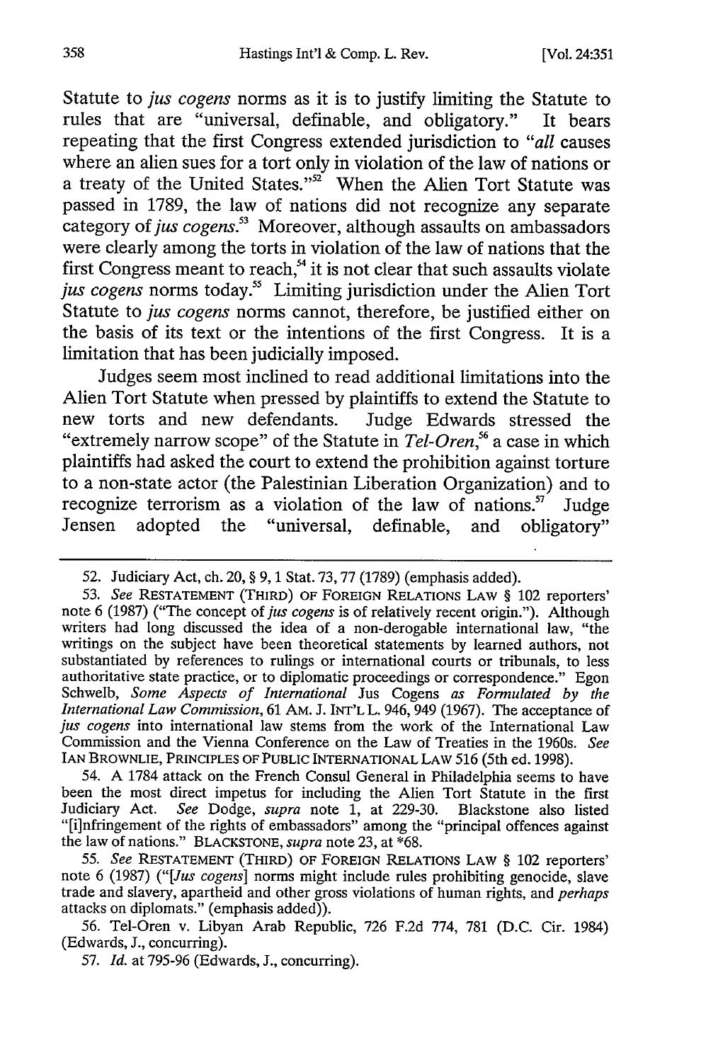Statute to *jus cogens* norms as it is to justify limiting the Statute to rules that are "universal, definable, and obligatory." It bears repeating that the first Congress extended jurisdiction to "*all* causes where an alien sues for a tort only in violation of the law of nations or a treaty of the United States."[52] When the Alien Tort Statute was passed in 1789, the law of nations did not recognize any separate category of *jus cogens*.[53] Moreover, although assaults on ambassadors were clearly among the torts in violation of the law of nations that the first Congress meant to reach,[54] it is not clear that such assaults violate *jus cogens* norms today.[55] Limiting jurisdiction under the Alien Tort Statute to *jus cogens* norms cannot, therefore, be justified either on the basis of its text or the intentions of the first Congress. It is a limitation that has been judicially imposed.

Judges seem most inclined to read additional limitations into the Alien Tort Statute when pressed by plaintiffs to extend the Statute to new torts and new defendants. Judge Edwards stressed the "extremely narrow scope" of the Statute in *Tel-Oren*,[56] a case in which plaintiffs had asked the court to extend the prohibition against torture to a non-state actor (the Palestinian Liberation Organization) and to recognize terrorism as a violation of the law of nations.[57] Judge Jensen adopted the "universal, definable, and obligatory"

---

52. Judiciary Act, ch. 20, § 9, 1 Stat. 73, 77 (1789) (emphasis added).

53. *See* RESTATEMENT (THIRD) OF FOREIGN RELATIONS LAW § 102 reporters' note 6 (1987) ("The concept of *jus cogens* is of relatively recent origin."). Although writers had long discussed the idea of a non-derogable international law, "the writings on the subject have been theoretical statements by learned authors, not substantiated by references to rulings or international courts or tribunals, to less authoritative state practice, or to diplomatic proceedings or correspondence." Egon Schwelb, *Some Aspects of International* Jus Cogens *as Formulated by the International Law Commission*, 61 AM. J. INT'L L. 946, 949 (1967). The acceptance of *jus cogens* into international law stems from the work of the International Law Commission and the Vienna Conference on the Law of Treaties in the 1960s. *See* IAN BROWNLIE, PRINCIPLES OF PUBLIC INTERNATIONAL LAW 516 (5th ed. 1998).

54. A 1784 attack on the French Consul General in Philadelphia seems to have been the most direct impetus for including the Alien Tort Statute in the first Judiciary Act. *See* Dodge, *supra* note 1, at 229-30. Blackstone also listed "[i]nfringement of the rights of embassadors" among the "principal offences against the law of nations." BLACKSTONE, *supra* note 23, at *68.

55. *See* RESTATEMENT (THIRD) OF FOREIGN RELATIONS LAW § 102 reporters' note 6 (1987) ("[*Jus cogens*] norms might include rules prohibiting genocide, slave trade and slavery, apartheid and other gross violations of human rights, and *perhaps* attacks on diplomats." (emphasis added)).

56. Tel-Oren v. Libyan Arab Republic, 726 F.2d 774, 781 (D.C. Cir. 1984) (Edwards, J., concurring).

57. *Id.* at 795-96 (Edwards, J., concurring).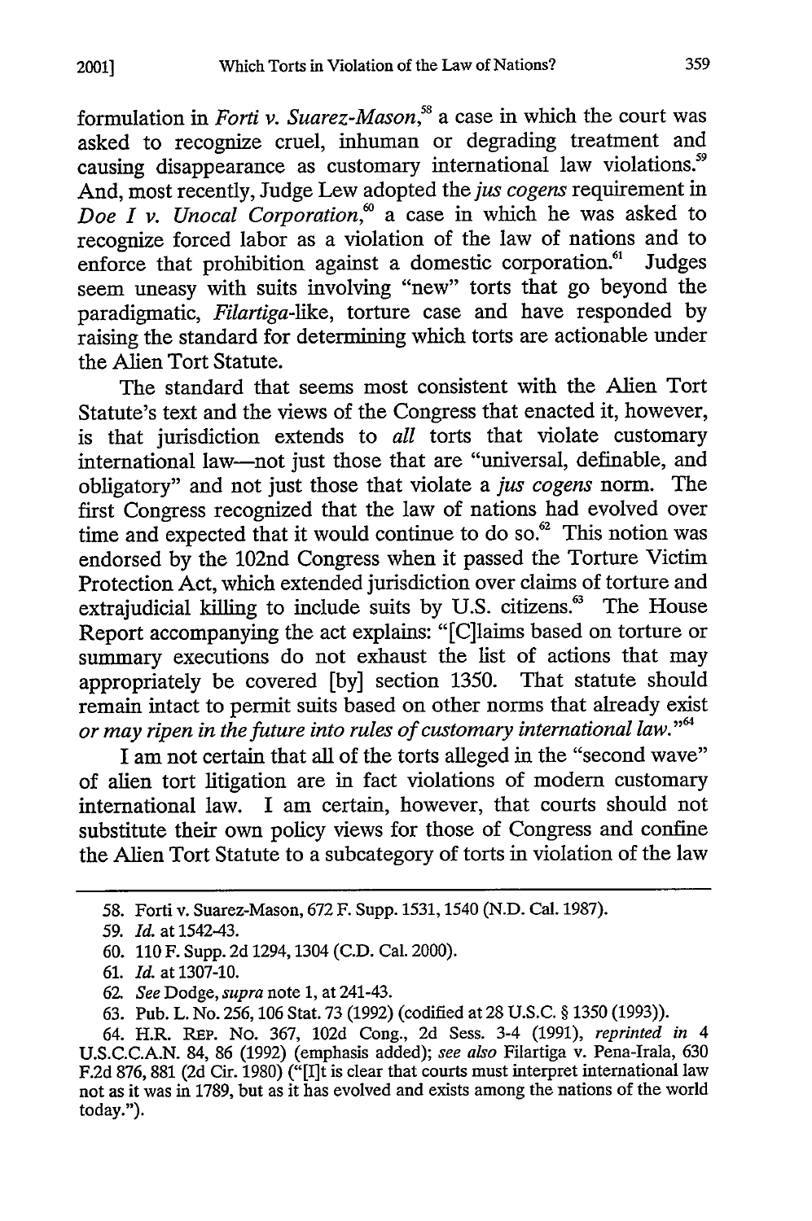formulation in *Forti v. Suarez-Mason*,[58] a case in which the court was asked to recognize cruel, inhuman or degrading treatment and causing disappearance as customary international law violations.[59] And, most recently, Judge Lew adopted the *jus cogens* requirement in *Doe I v. Unocal Corporation*,[60] a case in which he was asked to recognize forced labor as a violation of the law of nations and to enforce that prohibition against a domestic corporation.[61] Judges seem uneasy with suits involving "new" torts that go beyond the paradigmatic, *Filartiga*-like, torture case and have responded by raising the standard for determining which torts are actionable under the Alien Tort Statute.

The standard that seems most consistent with the Alien Tort Statute's text and the views of the Congress that enacted it, however, is that jurisdiction extends to *all* torts that violate customary international law—not just those that are "universal, definable, and obligatory" and not just those that violate a *jus cogens* norm. The first Congress recognized that the law of nations had evolved over time and expected that it would continue to do so.[62] This notion was endorsed by the 102nd Congress when it passed the Torture Victim Protection Act, which extended jurisdiction over claims of torture and extrajudicial killing to include suits by U.S. citizens.[63] The House Report accompanying the act explains: "[C]laims based on torture or summary executions do not exhaust the list of actions that may appropriately be covered [by] section 1350. That statute should remain intact to permit suits based on other norms that already exist *or may ripen in the future into rules of customary international law*."[64]

I am not certain that all of the torts alleged in the "second wave" of alien tort litigation are in fact violations of modern customary international law. I am certain, however, that courts should not substitute their own policy views for those of Congress and confine the Alien Tort Statute to a subcategory of torts in violation of the law

---

58. Forti v. Suarez-Mason, 672 F. Supp. 1531, 1540 (N.D. Cal. 1987).

59. *Id.* at 1542-43.

60. 110 F. Supp. 2d 1294, 1304 (C.D. Cal. 2000).

61. *Id.* at 1307-10.

62. *See* Dodge, *supra* note 1, at 241-43.

63. Pub. L. No. 256, 106 Stat. 73 (1992) (codified at 28 U.S.C. § 1350 (1993)).

64. H.R. REP. NO. 367, 102d Cong., 2d Sess. 3-4 (1991), *reprinted in* 4 U.S.C.C.A.N. 84, 86 (1992) (emphasis added); *see also* Filartiga v. Pena-Irala, 630 F.2d 876, 881 (2d Cir. 1980) ("[I]t is clear that courts must interpret international law not as it was in 1789, but as it has evolved and exists among the nations of the world today.").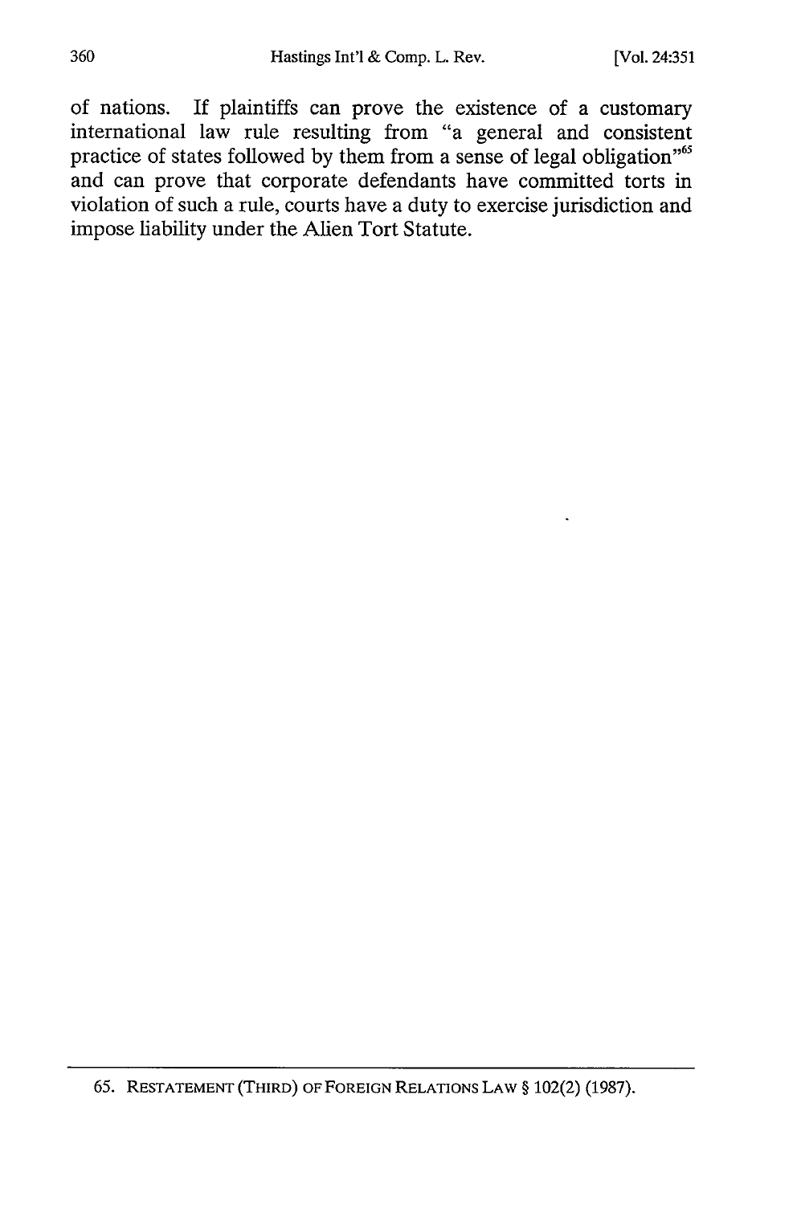of nations. If plaintiffs can prove the existence of a customary international law rule resulting from "a general and consistent practice of states followed by them from a sense of legal obligation"[65] and can prove that corporate defendants have committed torts in violation of such a rule, courts have a duty to exercise jurisdiction and impose liability under the Alien Tort Statute.

---

65. RESTATEMENT (THIRD) OF FOREIGN RELATIONS LAW § 102(2) (1987).